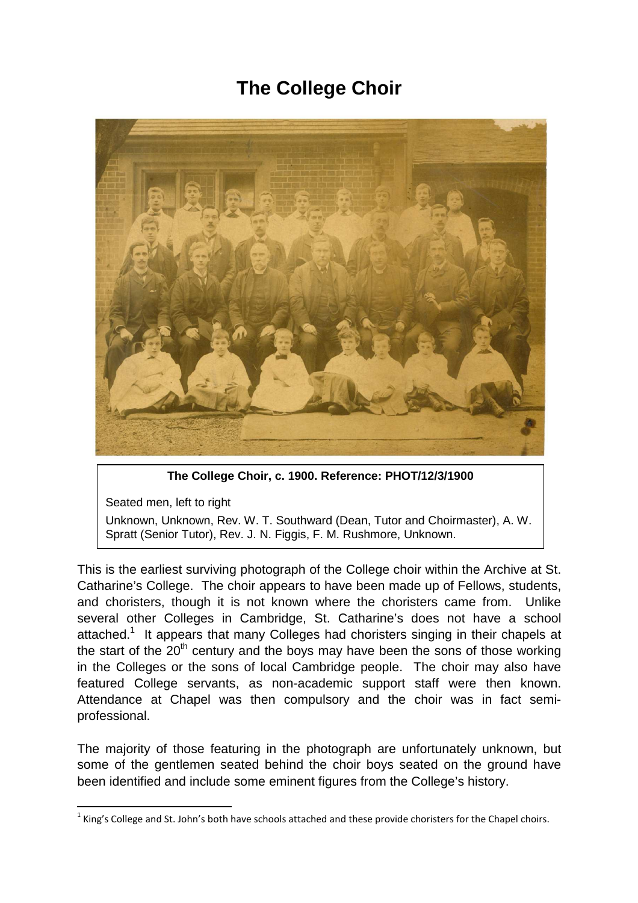# The College Choir

**The College Choir, c. 1900. Reference: PHOT/12/3/1900**

Seated men, left to right

Unknown, Unknown, Rev. W. T. Southward (Dean, Tutor and Choirmaster), A. W. Spratt (Senior Tutor), Rev. J. N. Figgis, F. M. Rushmore, Unknown.

This is the earliest surviving photograph of the College choir within the Archive at St. Catharine's College. The choir appears to have been made up of Fellows, students, and choristers, though it is not known where the choristers came from. Unlike several other Colleges in Cambridge, St. Catharine's does not have a school attached.[1] It appears that many Colleges had choristers singing in their chapels at the start of the 20th century and the boys may have been the sons of those working in the Colleges or the sons of local Cambridge people. The choir may also have featured College servants, as non-academic support staff were then known. Attendance at Chapel was then compulsory and the choir was in fact semi-professional.

The majority of those featuring in the photograph are unfortunately unknown, but some of the gentlemen seated behind the choir boys seated on the ground have been identified and include some eminent figures from the College's history.

[1] King's College and St. John's both have schools attached and these provide choristers for the Chapel choirs.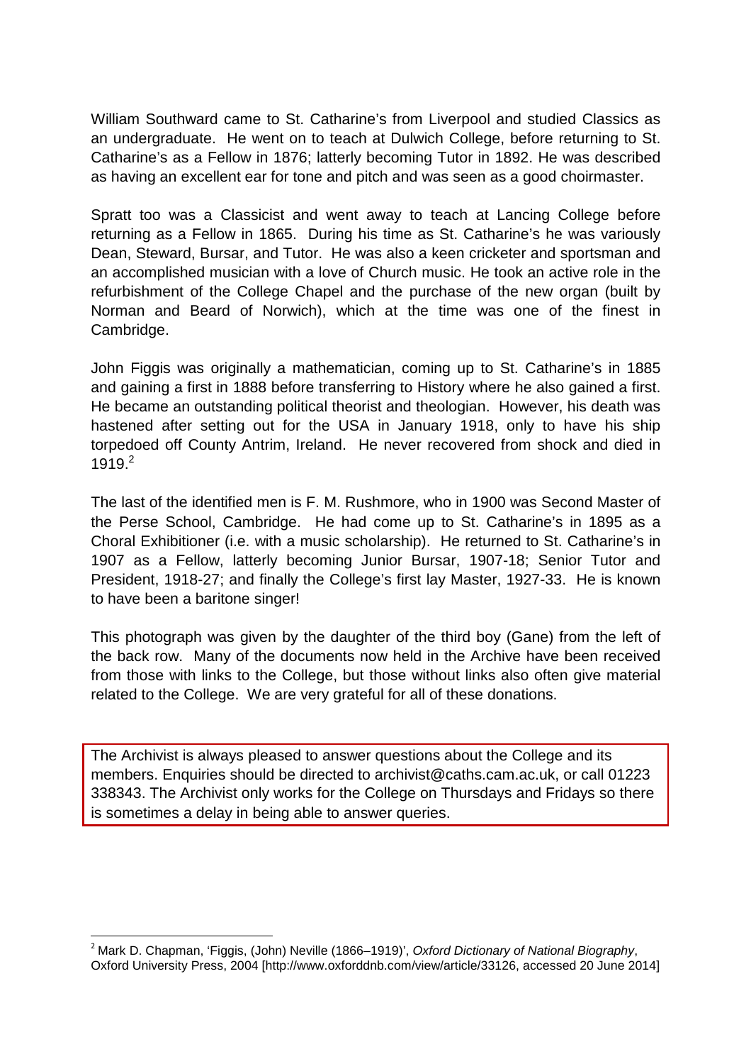William Southward came to St. Catharine's from Liverpool and studied Classics as an undergraduate. He went on to teach at Dulwich College, before returning to St. Catharine's as a Fellow in 1876; latterly becoming Tutor in 1892. He was described as having an excellent ear for tone and pitch and was seen as a good choirmaster.

Spratt too was a Classicist and went away to teach at Lancing College before returning as a Fellow in 1865. During his time as St. Catharine's he was variously Dean, Steward, Bursar, and Tutor. He was also a keen cricketer and sportsman and an accomplished musician with a love of Church music. He took an active role in the refurbishment of the College Chapel and the purchase of the new organ (built by Norman and Beard of Norwich), which at the time was one of the finest in Cambridge.

John Figgis was originally a mathematician, coming up to St. Catharine's in 1885 and gaining a first in 1888 before transferring to History where he also gained a first. He became an outstanding political theorist and theologian. However, his death was hastened after setting out for the USA in January 1918, only to have his ship torpedoed off County Antrim, Ireland. He never recovered from shock and died in 1919.[2]

The last of the identified men is F. M. Rushmore, who in 1900 was Second Master of the Perse School, Cambridge. He had come up to St. Catharine's in 1895 as a Choral Exhibitioner (i.e. with a music scholarship). He returned to St. Catharine's in 1907 as a Fellow, latterly becoming Junior Bursar, 1907-18; Senior Tutor and President, 1918-27; and finally the College's first lay Master, 1927-33. He is known to have been a baritone singer!

This photograph was given by the daughter of the third boy (Gane) from the left of the back row. Many of the documents now held in the Archive have been received from those with links to the College, but those without links also often give material related to the College. We are very grateful for all of these donations.

The Archivist is always pleased to answer questions about the College and its members. Enquiries should be directed to archivist@caths.cam.ac.uk, or call 01223 338343. The Archivist only works for the College on Thursdays and Fridays so there is sometimes a delay in being able to answer queries.

---

[2] Mark D. Chapman, 'Figgis, (John) Neville (1866–1919)', *Oxford Dictionary of National Biography*, Oxford University Press, 2004 [http://www.oxforddnb.com/view/article/33126, accessed 20 June 2014]